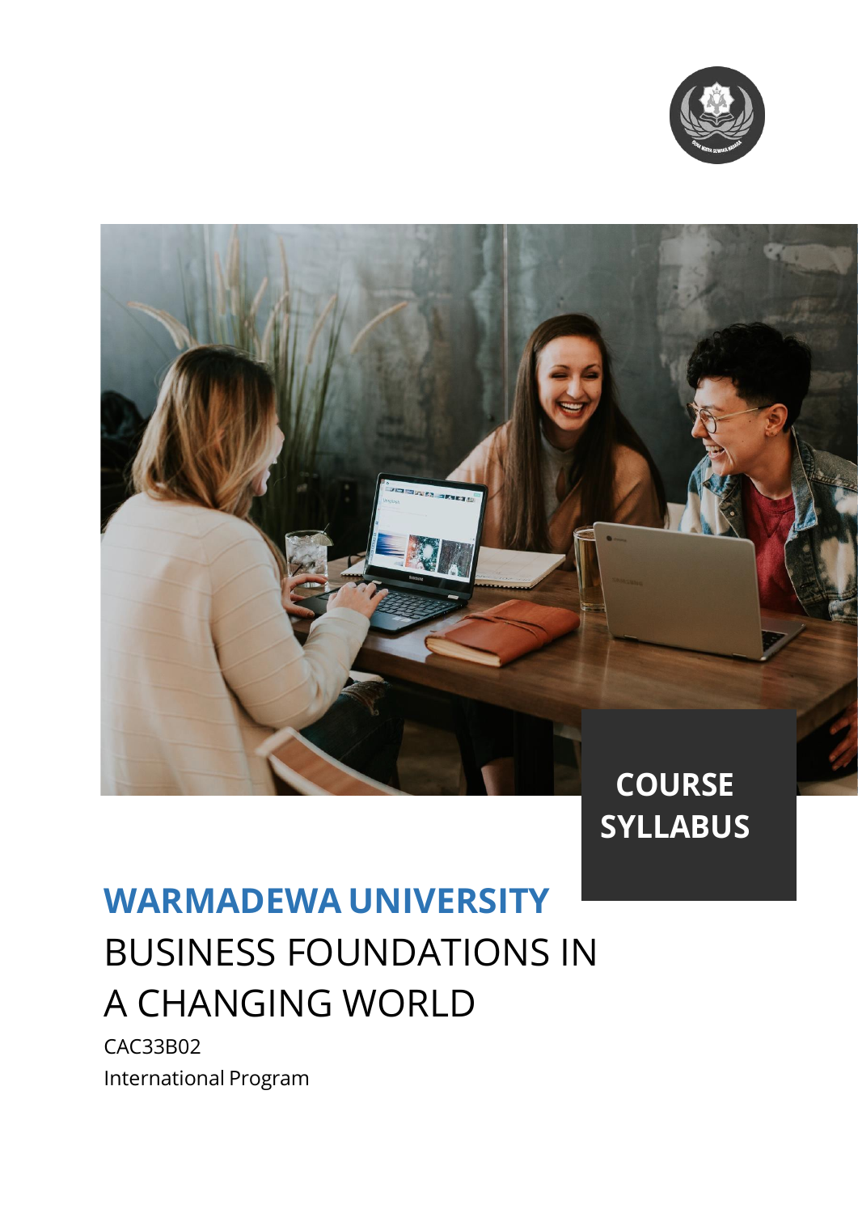**COURSE SYLLABUS**

# WARMADEWA UNIVERSITY

# BUSINESS FOUNDATIONS IN A CHANGING WORLD

CAC33B02

International Program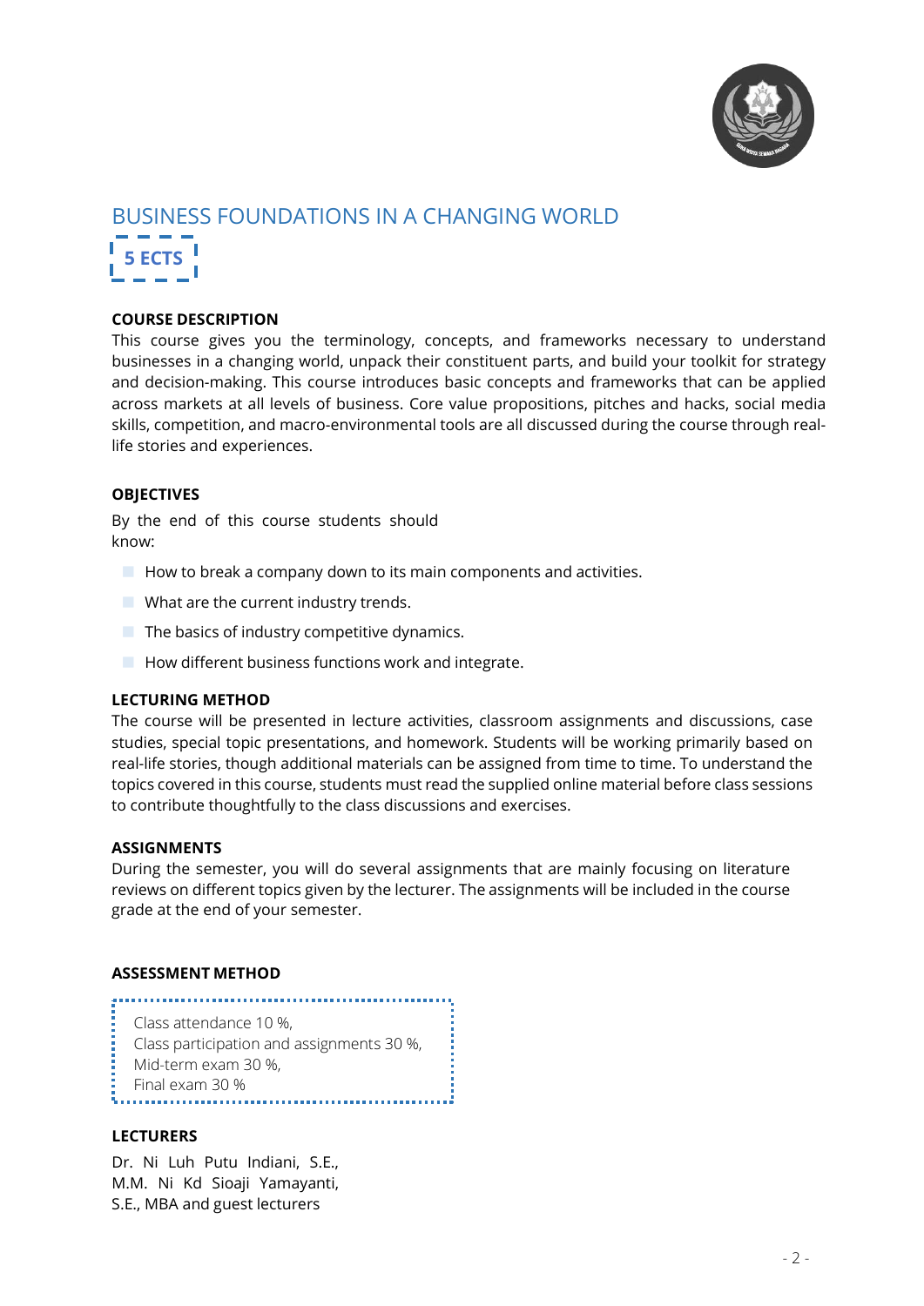# BUSINESS FOUNDATIONS IN A CHANGING WORLD

**5 ECTS**

### COURSE DESCRIPTION

This course gives you the terminology, concepts, and frameworks necessary to understand businesses in a changing world, unpack their constituent parts, and build your toolkit for strategy and decision-making. This course introduces basic concepts and frameworks that can be applied across markets at all levels of business. Core value propositions, pitches and hacks, social media skills, competition, and macro-environmental tools are all discussed during the course through real-life stories and experiences.

### OBJECTIVES

By the end of this course students should know:

- How to break a company down to its main components and activities.
- What are the current industry trends.
- The basics of industry competitive dynamics.
- How different business functions work and integrate.

### LECTURING METHOD

The course will be presented in lecture activities, classroom assignments and discussions, case studies, special topic presentations, and homework. Students will be working primarily based on real-life stories, though additional materials can be assigned from time to time. To understand the topics covered in this course, students must read the supplied online material before class sessions to contribute thoughtfully to the class discussions and exercises.

### ASSIGNMENTS

During the semester, you will do several assignments that are mainly focusing on literature reviews on different topics given by the lecturer. The assignments will be included in the course grade at the end of your semester.

### ASSESSMENT METHOD

Class attendance 10 %,
Class participation and assignments 30 %,
Mid-term exam 30 %,
Final exam 30 %

### LECTURERS

Dr. Ni Luh Putu Indiani, S.E., M.M. Ni Kd Sioaji Yamayanti, S.E., MBA and guest lecturers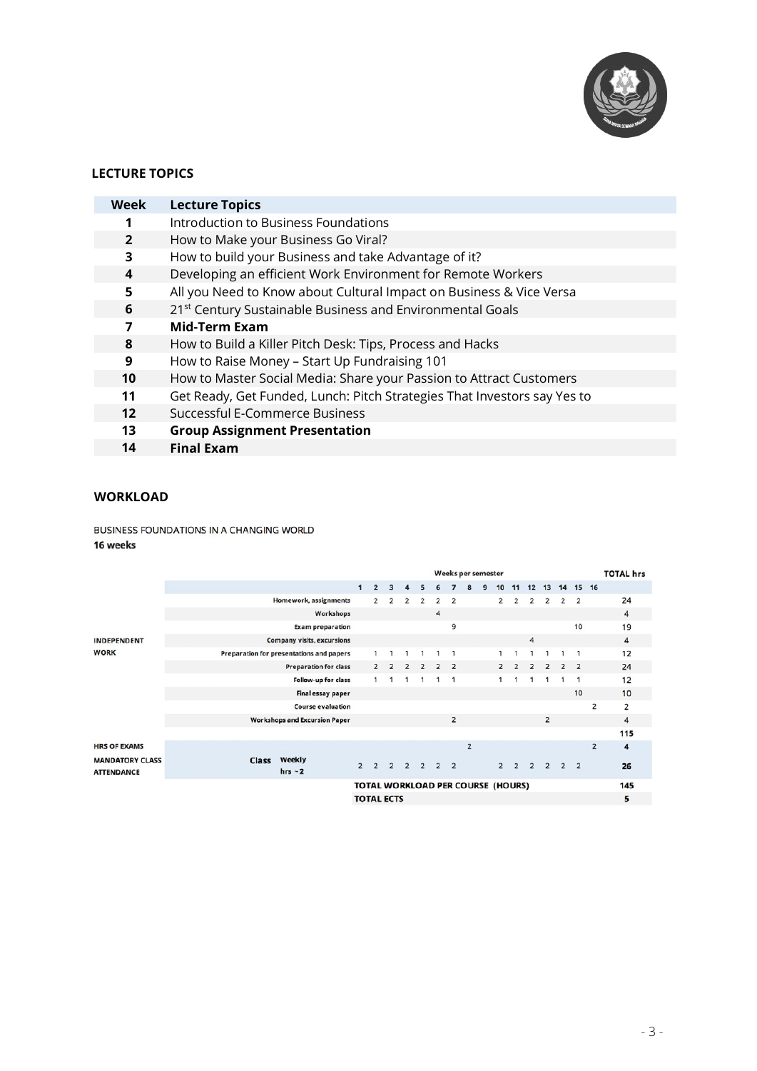## LECTURE TOPICS

| Week | Lecture Topics |
|---|---|
| 1 | Introduction to Business Foundations |
| 2 | How to Make your Business Go Viral? |
| 3 | How to build your Business and take Advantage of it? |
| 4 | Developing an efficient Work Environment for Remote Workers |
| 5 | All you Need to Know about Cultural Impact on Business & Vice Versa |
| 6 | 21st Century Sustainable Business and Environmental Goals |
| 7 | **Mid-Term Exam** |
| 8 | How to Build a Killer Pitch Desk: Tips, Process and Hacks |
| 9 | How to Raise Money – Start Up Fundraising 101 |
| 10 | How to Master Social Media: Share your Passion to Attract Customers |
| 11 | Get Ready, Get Funded, Lunch: Pitch Strategies That Investors say Yes to |
| 12 | Successful E-Commerce Business |
| 13 | **Group Assignment Presentation** |
| 14 | **Final Exam** |

## WORKLOAD

BUSINESS FOUNDATIONS IN A CHANGING WORLD

**16 weeks**

| | | Weeks per semester | | | | | | | | | | | | | | | | TOTAL hrs |
|---|---|---|---|---|---|---|---|---|---|---|---|---|---|---|---|---|---|---|
| | | 1 | 2 | 3 | 4 | 5 | 6 | 7 | 8 | 9 | 10 | 11 | 12 | 13 | 14 | 15 | 16 | |
| INDEPENDENT WORK | Homework, assignments | | 2 | 2 | 2 | 2 | 2 | 2 | | | 2 | 2 | 2 | 2 | 2 | 2 | | 24 |
| | Workshops | | | | | | 4 | | | | | | | | | | | 4 |
| | Exam preparation | | | | | | | 9 | | | | | | | | 10 | | 19 |
| | Company visits, excursions | | | | | | | | | | | | 4 | | | | | 4 |
| | Preparation for presentations and papers | | 1 | 1 | 1 | 1 | 1 | 1 | | | 1 | 1 | 1 | 1 | 1 | 1 | | 12 |
| | Preparation for class | | 2 | 2 | 2 | 2 | 2 | 2 | | | 2 | 2 | 2 | 2 | 2 | 2 | | 24 |
| | Follow-up for class | | 1 | 1 | 1 | 1 | 1 | 1 | | | 1 | 1 | 1 | 1 | 1 | 1 | | 12 |
| | Final essay paper | | | | | | | | | | | | | | | 10 | | 10 |
| | Course evaluation | | | | | | | | | | | | | | | | 2 | 2 |
| | Workshops and Excursion Paper | | | | | | | 2 | | | | | | 2 | | | | 4 |
| | | | | | | | | | | | | | | | | | | 115 |
| HRS OF EXAMS | | | | | | | | | 2 | | | | | | | | 2 | 4 |
| MANDATORY CLASS ATTENDANCE | Class Weekly hrs ~2 | 2 | 2 | 2 | 2 | 2 | 2 | 2 | | | 2 | 2 | 2 | 2 | 2 | 2 | | 26 |
| | | TOTAL WORKLOAD PER COURSE (HOURS) | | | | | | | | | | | | | | | | 145 |
| | | TOTAL ECTS | | | | | | | | | | | | | | | | 5 |